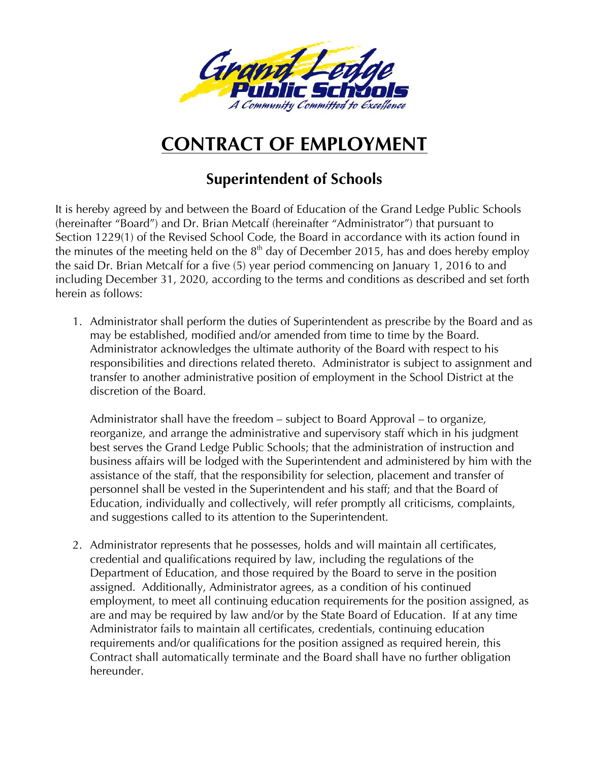# CONTRACT OF EMPLOYMENT

## Superintendent of Schools

It is hereby agreed by and between the Board of Education of the Grand Ledge Public Schools (hereinafter "Board") and Dr. Brian Metcalf (hereinafter "Administrator") that pursuant to Section 1229(1) of the Revised School Code, the Board in accordance with its action found in the minutes of the meeting held on the 8th day of December 2015, has and does hereby employ the said Dr. Brian Metcalf for a five (5) year period commencing on January 1, 2016 to and including December 31, 2020, according to the terms and conditions as described and set forth herein as follows:

1. Administrator shall perform the duties of Superintendent as prescribe by the Board and as may be established, modified and/or amended from time to time by the Board. Administrator acknowledges the ultimate authority of the Board with respect to his responsibilities and directions related thereto. Administrator is subject to assignment and transfer to another administrative position of employment in the School District at the discretion of the Board.

   Administrator shall have the freedom – subject to Board Approval – to organize, reorganize, and arrange the administrative and supervisory staff which in his judgment best serves the Grand Ledge Public Schools; that the administration of instruction and business affairs will be lodged with the Superintendent and administered by him with the assistance of the staff, that the responsibility for selection, placement and transfer of personnel shall be vested in the Superintendent and his staff; and that the Board of Education, individually and collectively, will refer promptly all criticisms, complaints, and suggestions called to its attention to the Superintendent.

2. Administrator represents that he possesses, holds and will maintain all certificates, credential and qualifications required by law, including the regulations of the Department of Education, and those required by the Board to serve in the position assigned. Additionally, Administrator agrees, as a condition of his continued employment, to meet all continuing education requirements for the position assigned, as are and may be required by law and/or by the State Board of Education. If at any time Administrator fails to maintain all certificates, credentials, continuing education requirements and/or qualifications for the position assigned as required herein, this Contract shall automatically terminate and the Board shall have no further obligation hereunder.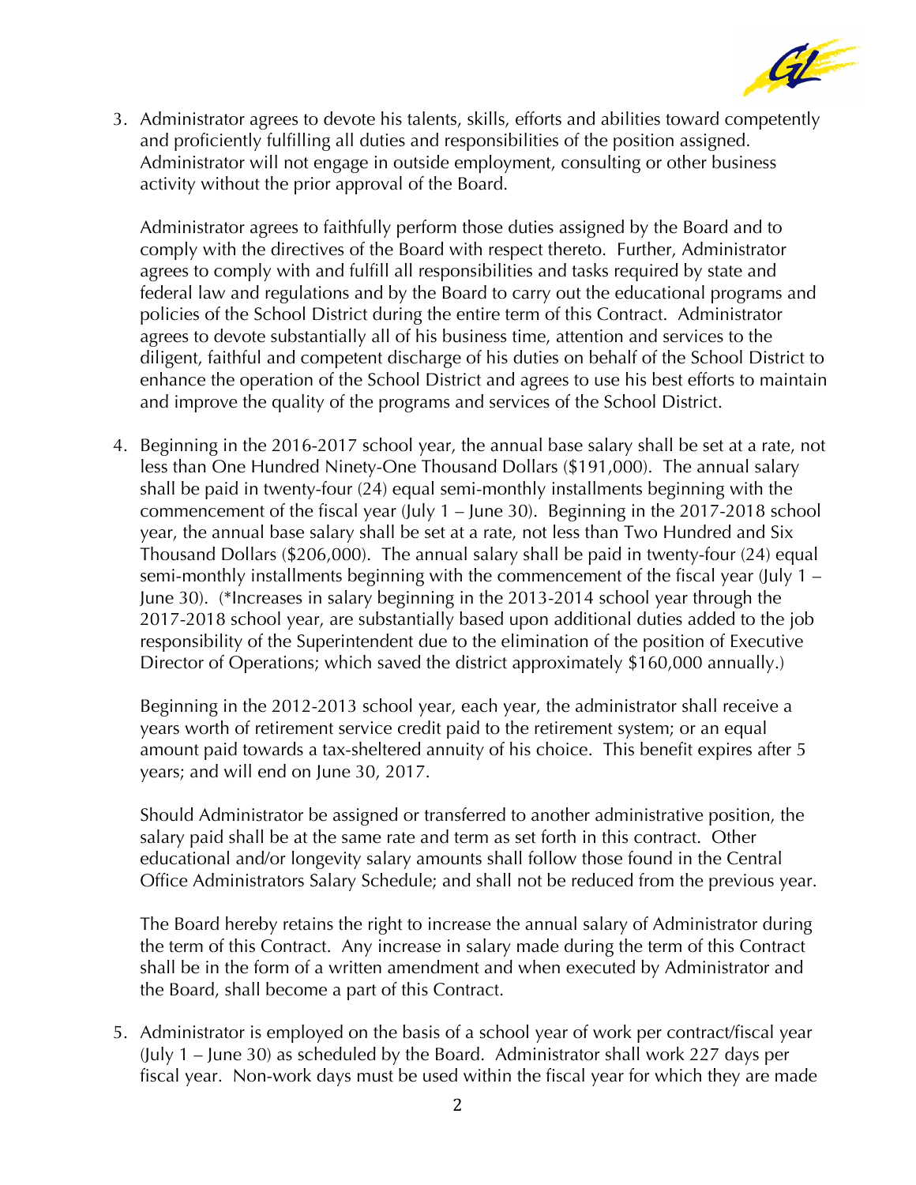3. Administrator agrees to devote his talents, skills, efforts and abilities toward competently and proficiently fulfilling all duties and responsibilities of the position assigned. Administrator will not engage in outside employment, consulting or other business activity without the prior approval of the Board.

   Administrator agrees to faithfully perform those duties assigned by the Board and to comply with the directives of the Board with respect thereto. Further, Administrator agrees to comply with and fulfill all responsibilities and tasks required by state and federal law and regulations and by the Board to carry out the educational programs and policies of the School District during the entire term of this Contract. Administrator agrees to devote substantially all of his business time, attention and services to the diligent, faithful and competent discharge of his duties on behalf of the School District to enhance the operation of the School District and agrees to use his best efforts to maintain and improve the quality of the programs and services of the School District.

4. Beginning in the 2016-2017 school year, the annual base salary shall be set at a rate, not less than One Hundred Ninety-One Thousand Dollars ($191,000). The annual salary shall be paid in twenty-four (24) equal semi-monthly installments beginning with the commencement of the fiscal year (July 1 – June 30). Beginning in the 2017-2018 school year, the annual base salary shall be set at a rate, not less than Two Hundred and Six Thousand Dollars ($206,000). The annual salary shall be paid in twenty-four (24) equal semi-monthly installments beginning with the commencement of the fiscal year (July 1 – June 30). (*Increases in salary beginning in the 2013-2014 school year through the 2017-2018 school year, are substantially based upon additional duties added to the job responsibility of the Superintendent due to the elimination of the position of Executive Director of Operations; which saved the district approximately $160,000 annually.)

   Beginning in the 2012-2013 school year, each year, the administrator shall receive a years worth of retirement service credit paid to the retirement system; or an equal amount paid towards a tax-sheltered annuity of his choice. This benefit expires after 5 years; and will end on June 30, 2017.

   Should Administrator be assigned or transferred to another administrative position, the salary paid shall be at the same rate and term as set forth in this contract. Other educational and/or longevity salary amounts shall follow those found in the Central Office Administrators Salary Schedule; and shall not be reduced from the previous year.

   The Board hereby retains the right to increase the annual salary of Administrator during the term of this Contract. Any increase in salary made during the term of this Contract shall be in the form of a written amendment and when executed by Administrator and the Board, shall become a part of this Contract.

5. Administrator is employed on the basis of a school year of work per contract/fiscal year (July 1 – June 30) as scheduled by the Board. Administrator shall work 227 days per fiscal year. Non-work days must be used within the fiscal year for which they are made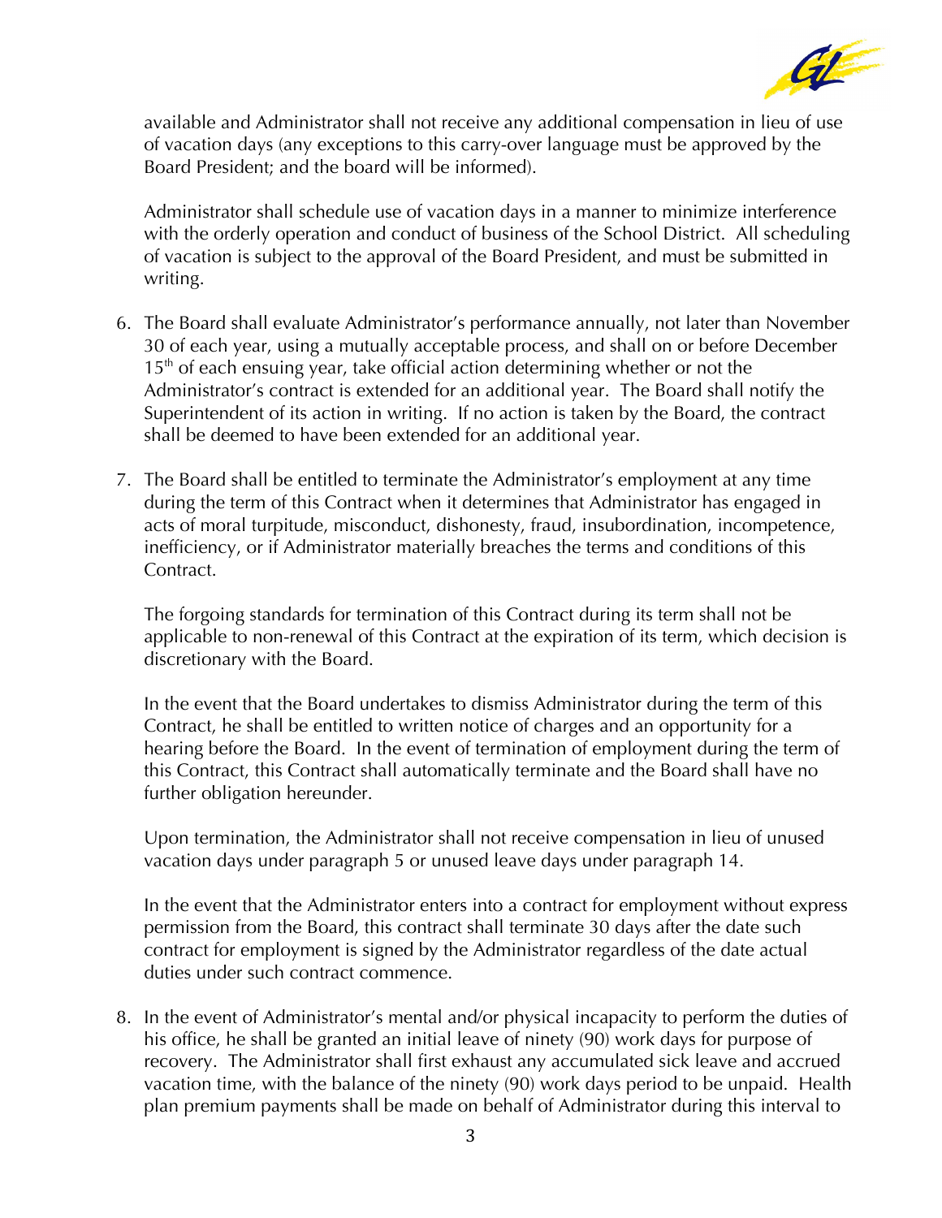available and Administrator shall not receive any additional compensation in lieu of use of vacation days (any exceptions to this carry-over language must be approved by the Board President; and the board will be informed).

Administrator shall schedule use of vacation days in a manner to minimize interference with the orderly operation and conduct of business of the School District. All scheduling of vacation is subject to the approval of the Board President, and must be submitted in writing.

6. The Board shall evaluate Administrator's performance annually, not later than November 30 of each year, using a mutually acceptable process, and shall on or before December 15th of each ensuing year, take official action determining whether or not the Administrator's contract is extended for an additional year. The Board shall notify the Superintendent of its action in writing. If no action is taken by the Board, the contract shall be deemed to have been extended for an additional year.

7. The Board shall be entitled to terminate the Administrator's employment at any time during the term of this Contract when it determines that Administrator has engaged in acts of moral turpitude, misconduct, dishonesty, fraud, insubordination, incompetence, inefficiency, or if Administrator materially breaches the terms and conditions of this Contract.

   The forgoing standards for termination of this Contract during its term shall not be applicable to non-renewal of this Contract at the expiration of its term, which decision is discretionary with the Board.

   In the event that the Board undertakes to dismiss Administrator during the term of this Contract, he shall be entitled to written notice of charges and an opportunity for a hearing before the Board. In the event of termination of employment during the term of this Contract, this Contract shall automatically terminate and the Board shall have no further obligation hereunder.

   Upon termination, the Administrator shall not receive compensation in lieu of unused vacation days under paragraph 5 or unused leave days under paragraph 14.

   In the event that the Administrator enters into a contract for employment without express permission from the Board, this contract shall terminate 30 days after the date such contract for employment is signed by the Administrator regardless of the date actual duties under such contract commence.

8. In the event of Administrator's mental and/or physical incapacity to perform the duties of his office, he shall be granted an initial leave of ninety (90) work days for purpose of recovery. The Administrator shall first exhaust any accumulated sick leave and accrued vacation time, with the balance of the ninety (90) work days period to be unpaid. Health plan premium payments shall be made on behalf of Administrator during this interval to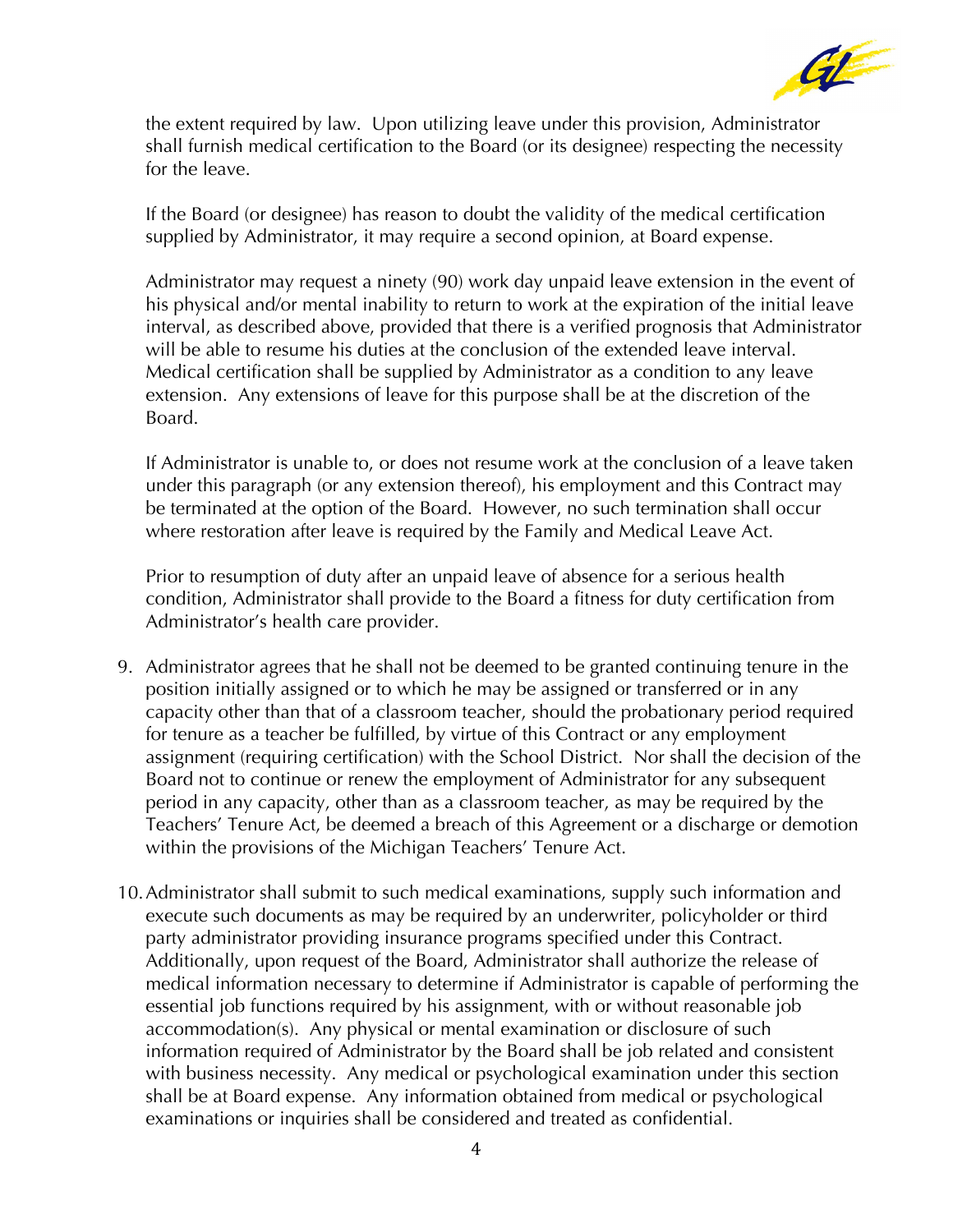the extent required by law. Upon utilizing leave under this provision, Administrator shall furnish medical certification to the Board (or its designee) respecting the necessity for the leave.

If the Board (or designee) has reason to doubt the validity of the medical certification supplied by Administrator, it may require a second opinion, at Board expense.

Administrator may request a ninety (90) work day unpaid leave extension in the event of his physical and/or mental inability to return to work at the expiration of the initial leave interval, as described above, provided that there is a verified prognosis that Administrator will be able to resume his duties at the conclusion of the extended leave interval. Medical certification shall be supplied by Administrator as a condition to any leave extension. Any extensions of leave for this purpose shall be at the discretion of the Board.

If Administrator is unable to, or does not resume work at the conclusion of a leave taken under this paragraph (or any extension thereof), his employment and this Contract may be terminated at the option of the Board. However, no such termination shall occur where restoration after leave is required by the Family and Medical Leave Act.

Prior to resumption of duty after an unpaid leave of absence for a serious health condition, Administrator shall provide to the Board a fitness for duty certification from Administrator's health care provider.

9. Administrator agrees that he shall not be deemed to be granted continuing tenure in the position initially assigned or to which he may be assigned or transferred or in any capacity other than that of a classroom teacher, should the probationary period required for tenure as a teacher be fulfilled, by virtue of this Contract or any employment assignment (requiring certification) with the School District. Nor shall the decision of the Board not to continue or renew the employment of Administrator for any subsequent period in any capacity, other than as a classroom teacher, as may be required by the Teachers' Tenure Act, be deemed a breach of this Agreement or a discharge or demotion within the provisions of the Michigan Teachers' Tenure Act.

10. Administrator shall submit to such medical examinations, supply such information and execute such documents as may be required by an underwriter, policyholder or third party administrator providing insurance programs specified under this Contract. Additionally, upon request of the Board, Administrator shall authorize the release of medical information necessary to determine if Administrator is capable of performing the essential job functions required by his assignment, with or without reasonable job accommodation(s). Any physical or mental examination or disclosure of such information required of Administrator by the Board shall be job related and consistent with business necessity. Any medical or psychological examination under this section shall be at Board expense. Any information obtained from medical or psychological examinations or inquiries shall be considered and treated as confidential.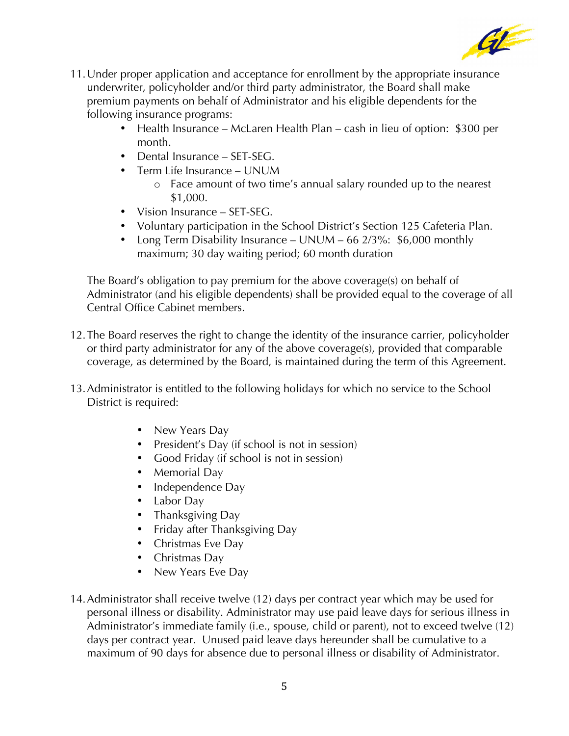11. Under proper application and acceptance for enrollment by the appropriate insurance underwriter, policyholder and/or third party administrator, the Board shall make premium payments on behalf of Administrator and his eligible dependents for the following insurance programs:
    - Health Insurance – McLaren Health Plan – cash in lieu of option: $300 per month.
    - Dental Insurance – SET-SEG.
    - Term Life Insurance – UNUM
        - Face amount of two time's annual salary rounded up to the nearest $1,000.
    - Vision Insurance – SET-SEG.
    - Voluntary participation in the School District's Section 125 Cafeteria Plan.
    - Long Term Disability Insurance – UNUM – 66 2/3%: $6,000 monthly maximum; 30 day waiting period; 60 month duration

    The Board's obligation to pay premium for the above coverage(s) on behalf of Administrator (and his eligible dependents) shall be provided equal to the coverage of all Central Office Cabinet members.

12. The Board reserves the right to change the identity of the insurance carrier, policyholder or third party administrator for any of the above coverage(s), provided that comparable coverage, as determined by the Board, is maintained during the term of this Agreement.

13. Administrator is entitled to the following holidays for which no service to the School District is required:
    - New Years Day
    - President's Day (if school is not in session)
    - Good Friday (if school is not in session)
    - Memorial Day
    - Independence Day
    - Labor Day
    - Thanksgiving Day
    - Friday after Thanksgiving Day
    - Christmas Eve Day
    - Christmas Day
    - New Years Eve Day

14. Administrator shall receive twelve (12) days per contract year which may be used for personal illness or disability. Administrator may use paid leave days for serious illness in Administrator's immediate family (i.e., spouse, child or parent), not to exceed twelve (12) days per contract year. Unused paid leave days hereunder shall be cumulative to a maximum of 90 days for absence due to personal illness or disability of Administrator.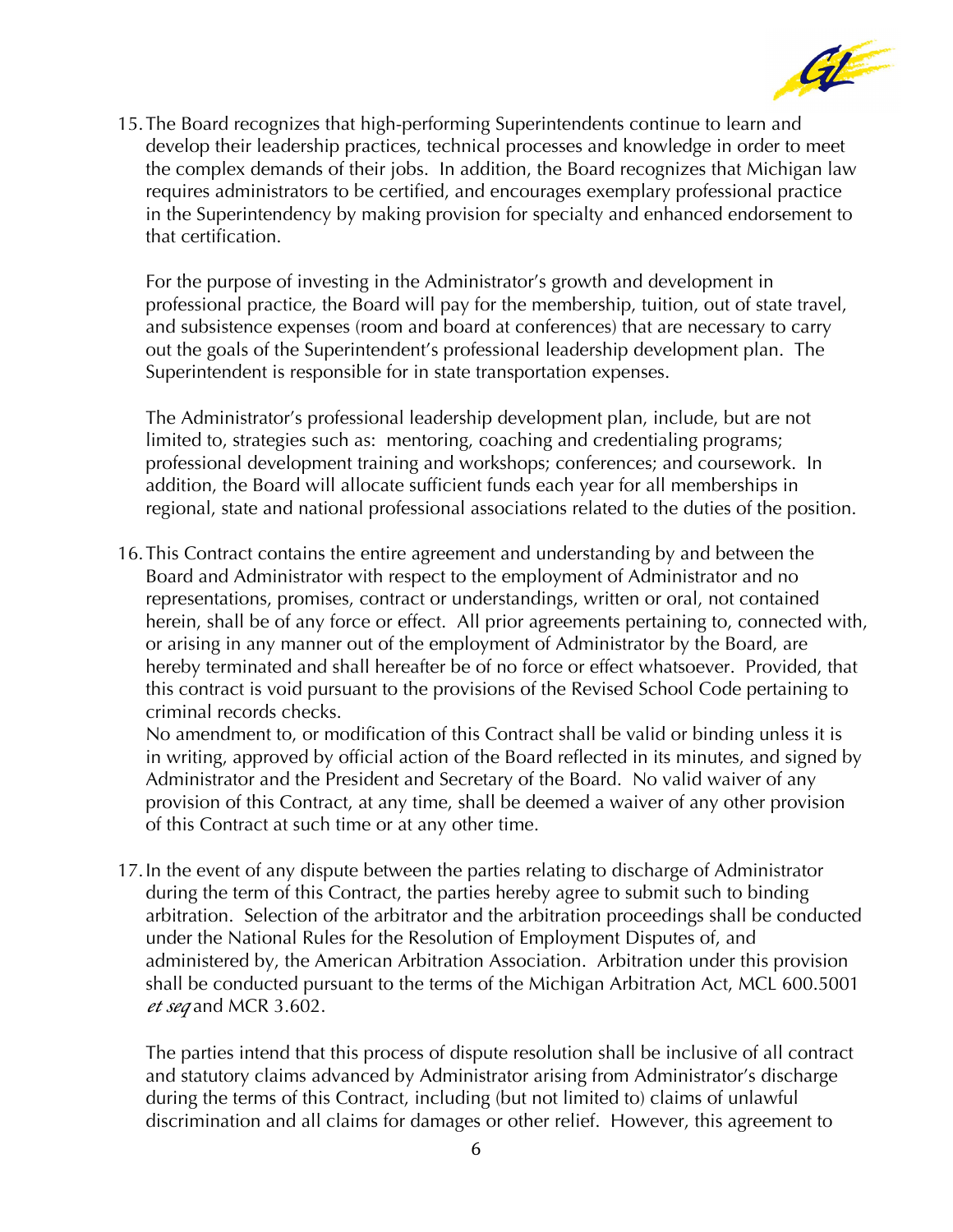15. The Board recognizes that high-performing Superintendents continue to learn and develop their leadership practices, technical processes and knowledge in order to meet the complex demands of their jobs. In addition, the Board recognizes that Michigan law requires administrators to be certified, and encourages exemplary professional practice in the Superintendency by making provision for specialty and enhanced endorsement to that certification.

    For the purpose of investing in the Administrator's growth and development in professional practice, the Board will pay for the membership, tuition, out of state travel, and subsistence expenses (room and board at conferences) that are necessary to carry out the goals of the Superintendent's professional leadership development plan. The Superintendent is responsible for in state transportation expenses.

    The Administrator's professional leadership development plan, include, but are not limited to, strategies such as: mentoring, coaching and credentialing programs; professional development training and workshops; conferences; and coursework. In addition, the Board will allocate sufficient funds each year for all memberships in regional, state and national professional associations related to the duties of the position.

16. This Contract contains the entire agreement and understanding by and between the Board and Administrator with respect to the employment of Administrator and no representations, promises, contract or understandings, written or oral, not contained herein, shall be of any force or effect. All prior agreements pertaining to, connected with, or arising in any manner out of the employment of Administrator by the Board, are hereby terminated and shall hereafter be of no force or effect whatsoever. Provided, that this contract is void pursuant to the provisions of the Revised School Code pertaining to criminal records checks.
    No amendment to, or modification of this Contract shall be valid or binding unless it is in writing, approved by official action of the Board reflected in its minutes, and signed by Administrator and the President and Secretary of the Board. No valid waiver of any provision of this Contract, at any time, shall be deemed a waiver of any other provision of this Contract at such time or at any other time.

17. In the event of any dispute between the parties relating to discharge of Administrator during the term of this Contract, the parties hereby agree to submit such to binding arbitration. Selection of the arbitrator and the arbitration proceedings shall be conducted under the National Rules for the Resolution of Employment Disputes of, and administered by, the American Arbitration Association. Arbitration under this provision shall be conducted pursuant to the terms of the Michigan Arbitration Act, MCL 600.5001 *et seq* and MCR 3.602.

    The parties intend that this process of dispute resolution shall be inclusive of all contract and statutory claims advanced by Administrator arising from Administrator's discharge during the terms of this Contract, including (but not limited to) claims of unlawful discrimination and all claims for damages or other relief. However, this agreement to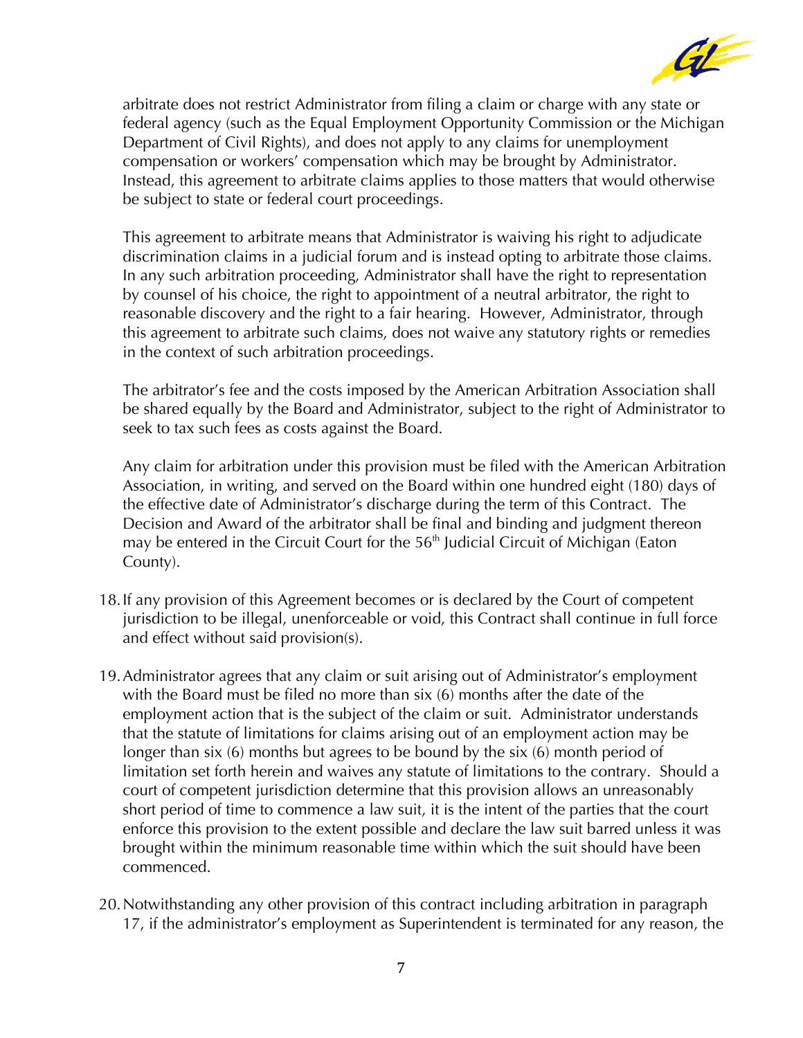arbitrate does not restrict Administrator from filing a claim or charge with any state or federal agency (such as the Equal Employment Opportunity Commission or the Michigan Department of Civil Rights), and does not apply to any claims for unemployment compensation or workers' compensation which may be brought by Administrator. Instead, this agreement to arbitrate claims applies to those matters that would otherwise be subject to state or federal court proceedings.

This agreement to arbitrate means that Administrator is waiving his right to adjudicate discrimination claims in a judicial forum and is instead opting to arbitrate those claims. In any such arbitration proceeding, Administrator shall have the right to representation by counsel of his choice, the right to appointment of a neutral arbitrator, the right to reasonable discovery and the right to a fair hearing. However, Administrator, through this agreement to arbitrate such claims, does not waive any statutory rights or remedies in the context of such arbitration proceedings.

The arbitrator's fee and the costs imposed by the American Arbitration Association shall be shared equally by the Board and Administrator, subject to the right of Administrator to seek to tax such fees as costs against the Board.

Any claim for arbitration under this provision must be filed with the American Arbitration Association, in writing, and served on the Board within one hundred eight (180) days of the effective date of Administrator's discharge during the term of this Contract. The Decision and Award of the arbitrator shall be final and binding and judgment thereon may be entered in the Circuit Court for the 56th Judicial Circuit of Michigan (Eaton County).

18. If any provision of this Agreement becomes or is declared by the Court of competent jurisdiction to be illegal, unenforceable or void, this Contract shall continue in full force and effect without said provision(s).

19. Administrator agrees that any claim or suit arising out of Administrator's employment with the Board must be filed no more than six (6) months after the date of the employment action that is the subject of the claim or suit. Administrator understands that the statute of limitations for claims arising out of an employment action may be longer than six (6) months but agrees to be bound by the six (6) month period of limitation set forth herein and waives any statute of limitations to the contrary. Should a court of competent jurisdiction determine that this provision allows an unreasonably short period of time to commence a law suit, it is the intent of the parties that the court enforce this provision to the extent possible and declare the law suit barred unless it was brought within the minimum reasonable time within which the suit should have been commenced.

20. Notwithstanding any other provision of this contract including arbitration in paragraph 17, if the administrator's employment as Superintendent is terminated for any reason, the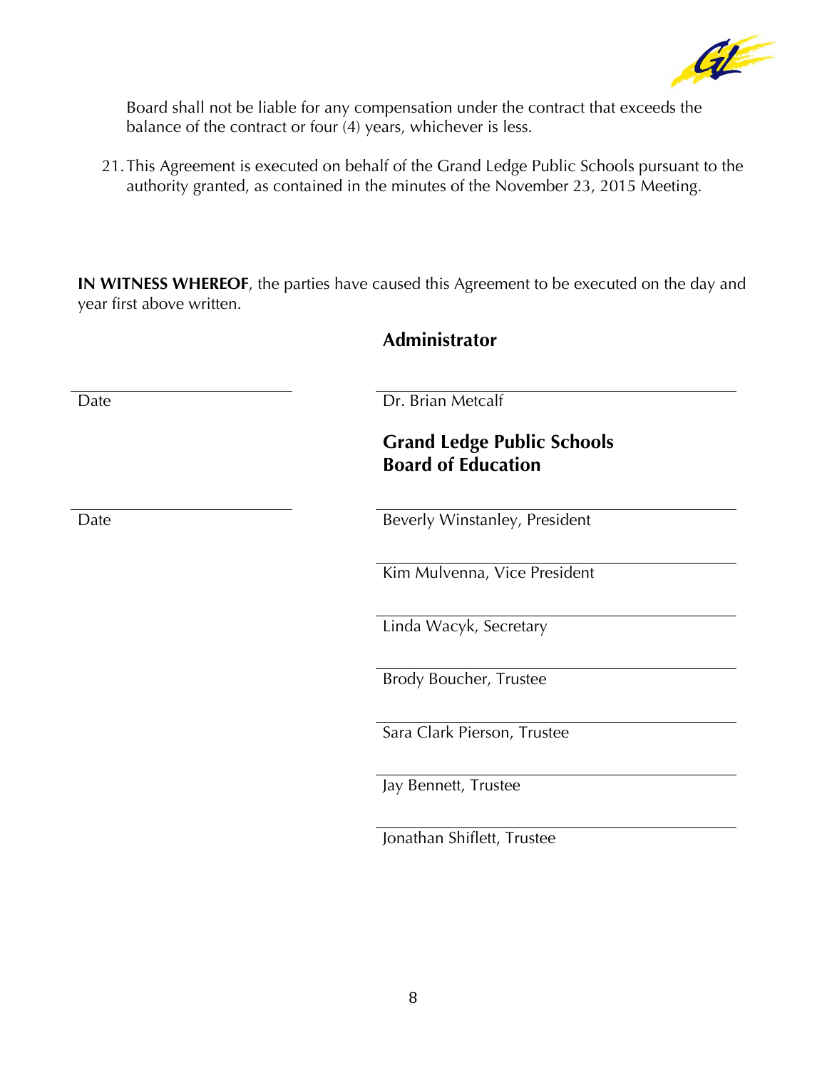Board shall not be liable for any compensation under the contract that exceeds the balance of the contract or four (4) years, whichever is less.

21. This Agreement is executed on behalf of the Grand Ledge Public Schools pursuant to the authority granted, as contained in the minutes of the November 23, 2015 Meeting.

**IN WITNESS WHEREOF**, the parties have caused this Agreement to be executed on the day and year first above written.

**Administrator**

\_\_\_\_\_\_\_\_\_\_\_\_\_\_\_\_\_\_\_\_ Date

\_\_\_\_\_\_\_\_\_\_\_\_\_\_\_\_\_\_\_\_ Dr. Brian Metcalf

**Grand Ledge Public Schools**
**Board of Education**

\_\_\_\_\_\_\_\_\_\_\_\_\_\_\_\_\_\_\_\_ Date

\_\_\_\_\_\_\_\_\_\_\_\_\_\_\_\_\_\_\_\_ Beverly Winstanley, President

\_\_\_\_\_\_\_\_\_\_\_\_\_\_\_\_\_\_\_\_ Kim Mulvenna, Vice President

\_\_\_\_\_\_\_\_\_\_\_\_\_\_\_\_\_\_\_\_ Linda Wacyk, Secretary

\_\_\_\_\_\_\_\_\_\_\_\_\_\_\_\_\_\_\_\_ Brody Boucher, Trustee

\_\_\_\_\_\_\_\_\_\_\_\_\_\_\_\_\_\_\_\_ Sara Clark Pierson, Trustee

\_\_\_\_\_\_\_\_\_\_\_\_\_\_\_\_\_\_\_\_ Jay Bennett, Trustee

\_\_\_\_\_\_\_\_\_\_\_\_\_\_\_\_\_\_\_\_ Jonathan Shiflett, Trustee